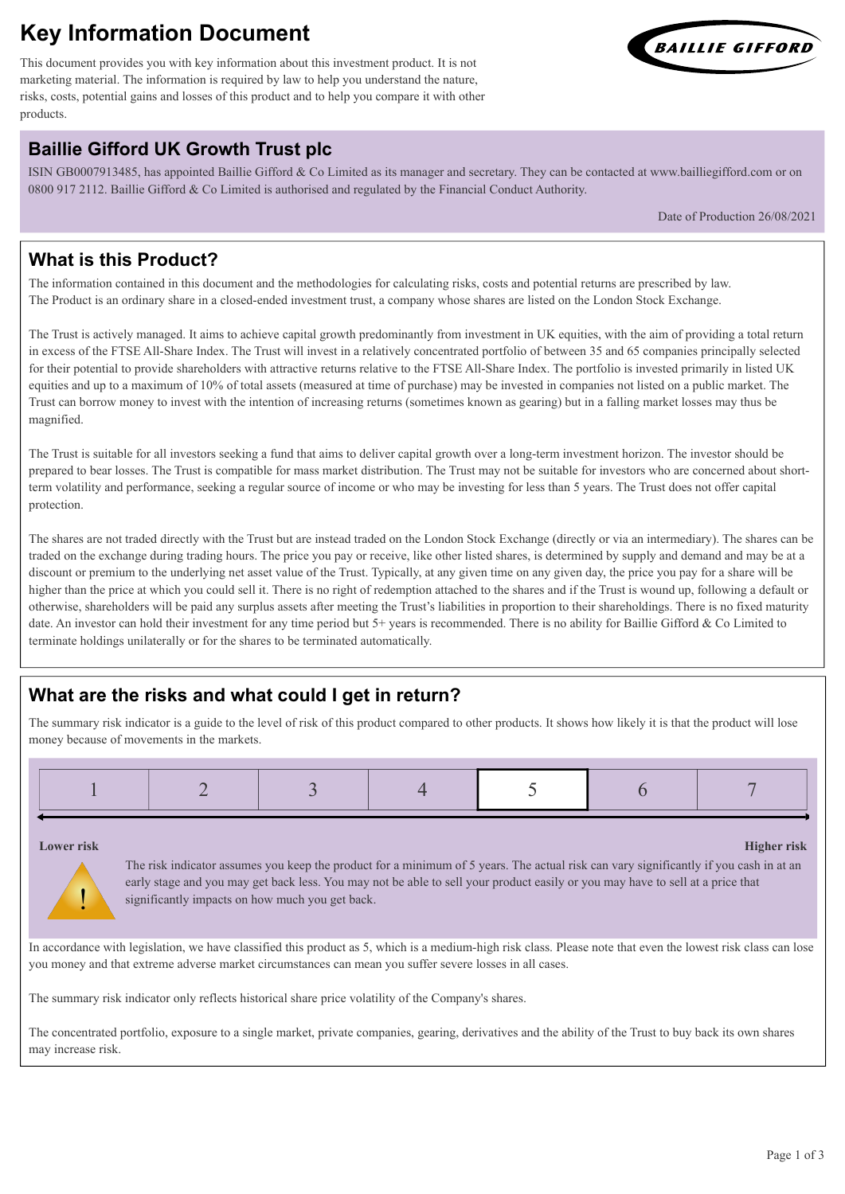# Key Information Document

This document provides you with key information about this investment product. It is not marketing material. The information is required by law to help you understand the nature, risks, costs, potential gains and losses of this product and to help you compare it with other products.

## Baillie Gifford UK Growth Trust plc

ISIN GB0007913485, has appointed Baillie Gifford & Co Limited as its manager and secretary. They can be contacted at www.bailliegifford.com or on 0800 917 2112. Baillie Gifford & Co Limited is authorised and regulated by the Financial Conduct Authority.

Date of Production 26/08/2021

## What is this Product?

The information contained in this document and the methodologies for calculating risks, costs and potential returns are prescribed by law. The Product is an ordinary share in a closed-ended investment trust, a company whose shares are listed on the London Stock Exchange.

The Trust is actively managed. It aims to achieve capital growth predominantly from investment in UK equities, with the aim of providing a total return in excess of the FTSE All-Share Index. The Trust will invest in a relatively concentrated portfolio of between 35 and 65 companies principally selected for their potential to provide shareholders with attractive returns relative to the FTSE All-Share Index. The portfolio is invested primarily in listed UK equities and up to a maximum of 10% of total assets (measured at time of purchase) may be invested in companies not listed on a public market. The Trust can borrow money to invest with the intention of increasing returns (sometimes known as gearing) but in a falling market losses may thus be magnified.

The Trust is suitable for all investors seeking a fund that aims to deliver capital growth over a long-term investment horizon. The investor should be prepared to bear losses. The Trust is compatible for mass market distribution. The Trust may not be suitable for investors who are concerned about short-term volatility and performance, seeking a regular source of income or who may be investing for less than 5 years. The Trust does not offer capital protection.

The shares are not traded directly with the Trust but are instead traded on the London Stock Exchange (directly or via an intermediary). The shares can be traded on the exchange during trading hours. The price you pay or receive, like other listed shares, is determined by supply and demand and may be at a discount or premium to the underlying net asset value of the Trust. Typically, at any given time on any given day, the price you pay for a share will be higher than the price at which you could sell it. There is no right of redemption attached to the shares and if the Trust is wound up, following a default or otherwise, shareholders will be paid any surplus assets after meeting the Trust's liabilities in proportion to their shareholdings. There is no fixed maturity date. An investor can hold their investment for any time period but 5+ years is recommended. There is no ability for Baillie Gifford & Co Limited to terminate holdings unilaterally or for the shares to be terminated automatically.

## What are the risks and what could I get in return?

The summary risk indicator is a guide to the level of risk of this product compared to other products. It shows how likely it is that the product will lose money because of movements in the markets.

| 1 | 2 | 3 | 4 | **5** | 6 | 7 |
|---|---|---|---|---|---|---|

**Lower risk** → **Higher risk**

The risk indicator assumes you keep the product for a minimum of 5 years. The actual risk can vary significantly if you cash in at an early stage and you may get back less. You may not be able to sell your product easily or you may have to sell at a price that significantly impacts on how much you get back.

In accordance with legislation, we have classified this product as 5, which is a medium-high risk class. Please note that even the lowest risk class can lose you money and that extreme adverse market circumstances can mean you suffer severe losses in all cases.

The summary risk indicator only reflects historical share price volatility of the Company's shares.

The concentrated portfolio, exposure to a single market, private companies, gearing, derivatives and the ability of the Trust to buy back its own shares may increase risk.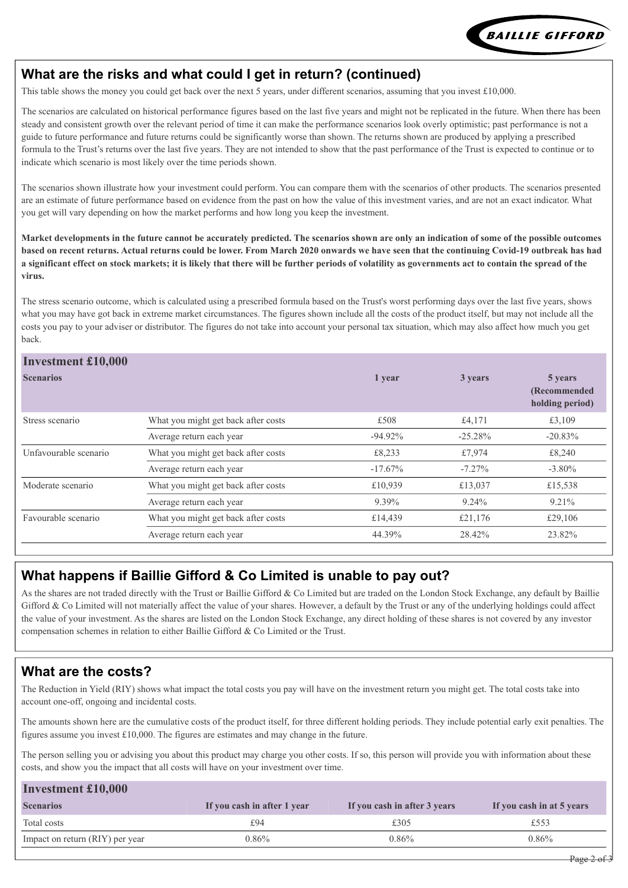## What are the risks and what could I get in return? (continued)

This table shows the money you could get back over the next 5 years, under different scenarios, assuming that you invest £10,000.

The scenarios are calculated on historical performance figures based on the last five years and might not be replicated in the future. When there has been steady and consistent growth over the relevant period of time it can make the performance scenarios look overly optimistic; past performance is not a guide to future performance and future returns could be significantly worse than shown. The returns shown are produced by applying a prescribed formula to the Trust's returns over the last five years. They are not intended to show that the past performance of the Trust is expected to continue or to indicate which scenario is most likely over the time periods shown.

The scenarios shown illustrate how your investment could perform. You can compare them with the scenarios of other products. The scenarios presented are an estimate of future performance based on evidence from the past on how the value of this investment varies, and are not an exact indicator. What you get will vary depending on how the market performs and how long you keep the investment.

**Market developments in the future cannot be accurately predicted. The scenarios shown are only an indication of some of the possible outcomes based on recent returns. Actual returns could be lower. From March 2020 onwards we have seen that the continuing Covid-19 outbreak has had a significant effect on stock markets; it is likely that there will be further periods of volatility as governments act to contain the spread of the virus.**

The stress scenario outcome, which is calculated using a prescribed formula based on the Trust's worst performing days over the last five years, shows what you may have got back in extreme market circumstances. The figures shown include all the costs of the product itself, but may not include all the costs you pay to your adviser or distributor. The figures do not take into account your personal tax situation, which may also affect how much you get back.

| **Investment £10,000** | | | | |
|---|---|---|---|---|
| **Scenarios** | | **1 year** | **3 years** | **5 years (Recommended holding period)** |
| Stress scenario | What you might get back after costs | £508 | £4,171 | £3,109 |
| | Average return each year | -94.92% | -25.28% | -20.83% |
| Unfavourable scenario | What you might get back after costs | £8,233 | £7,974 | £8,240 |
| | Average return each year | -17.67% | -7.27% | -3.80% |
| Moderate scenario | What you might get back after costs | £10,939 | £13,037 | £15,538 |
| | Average return each year | 9.39% | 9.24% | 9.21% |
| Favourable scenario | What you might get back after costs | £14,439 | £21,176 | £29,106 |
| | Average return each year | 44.39% | 28.42% | 23.82% |

## What happens if Baillie Gifford & Co Limited is unable to pay out?

As the shares are not traded directly with the Trust or Baillie Gifford & Co Limited but are traded on the London Stock Exchange, any default by Baillie Gifford & Co Limited will not materially affect the value of your shares. However, a default by the Trust or any of the underlying holdings could affect the value of your investment. As the shares are listed on the London Stock Exchange, any direct holding of these shares is not covered by any investor compensation schemes in relation to either Baillie Gifford & Co Limited or the Trust.

## What are the costs?

The Reduction in Yield (RIY) shows what impact the total costs you pay will have on the investment return you might get. The total costs take into account one-off, ongoing and incidental costs.

The amounts shown here are the cumulative costs of the product itself, for three different holding periods. They include potential early exit penalties. The figures assume you invest £10,000. The figures are estimates and may change in the future.

The person selling you or advising you about this product may charge you other costs. If so, this person will provide you with information about these costs, and show you the impact that all costs will have on your investment over time.

| **Investment £10,000** | | | |
|---|---|---|---|
| **Scenarios** | **If you cash in after 1 year** | **If you cash in after 3 years** | **If you cash in at 5 years** |
| Total costs | £94 | £305 | £553 |
| Impact on return (RIY) per year | 0.86% | 0.86% | 0.86% |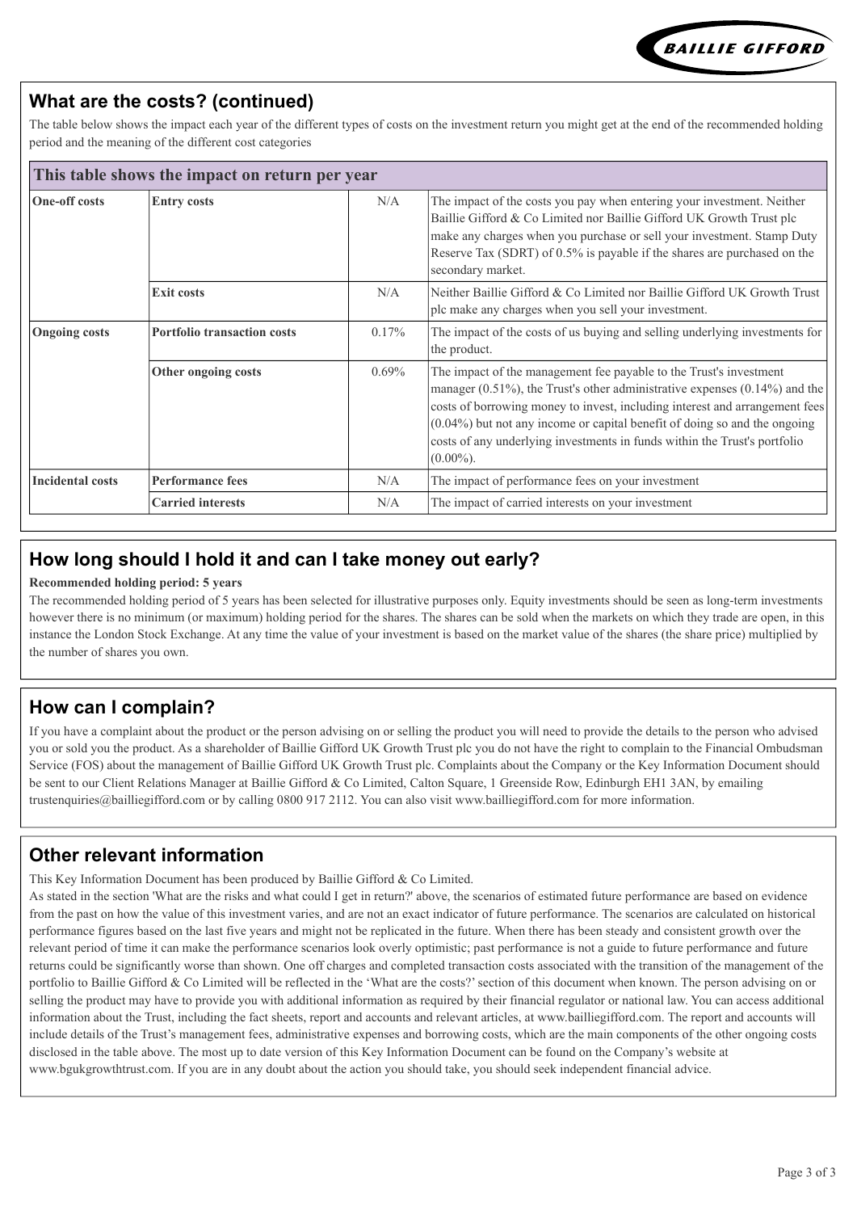## What are the costs? (continued)

The table below shows the impact each year of the different types of costs on the investment return you might get at the end of the recommended holding period and the meaning of the different cost categories

| This table shows the impact on return per year | | | |
|---|---|---|---|
| **One-off costs** | **Entry costs** | N/A | The impact of the costs you pay when entering your investment. Neither Baillie Gifford & Co Limited nor Baillie Gifford UK Growth Trust plc make any charges when you purchase or sell your investment. Stamp Duty Reserve Tax (SDRT) of 0.5% is payable if the shares are purchased on the secondary market. |
| | **Exit costs** | N/A | Neither Baillie Gifford & Co Limited nor Baillie Gifford UK Growth Trust plc make any charges when you sell your investment. |
| **Ongoing costs** | **Portfolio transaction costs** | 0.17% | The impact of the costs of us buying and selling underlying investments for the product. |
| | **Other ongoing costs** | 0.69% | The impact of the management fee payable to the Trust's investment manager (0.51%), the Trust's other administrative expenses (0.14%) and the costs of borrowing money to invest, including interest and arrangement fees (0.04%) but not any income or capital benefit of doing so and the ongoing costs of any underlying investments in funds within the Trust's portfolio (0.00%). |
| **Incidental costs** | **Performance fees** | N/A | The impact of performance fees on your investment |
| | **Carried interests** | N/A | The impact of carried interests on your investment |

## How long should I hold it and can I take money out early?

**Recommended holding period: 5 years**

The recommended holding period of 5 years has been selected for illustrative purposes only. Equity investments should be seen as long-term investments however there is no minimum (or maximum) holding period for the shares. The shares can be sold when the markets on which they trade are open, in this instance the London Stock Exchange. At any time the value of your investment is based on the market value of the shares (the share price) multiplied by the number of shares you own.

## How can I complain?

If you have a complaint about the product or the person advising on or selling the product you will need to provide the details to the person who advised you or sold you the product. As a shareholder of Baillie Gifford UK Growth Trust plc you do not have the right to complain to the Financial Ombudsman Service (FOS) about the management of Baillie Gifford UK Growth Trust plc. Complaints about the Company or the Key Information Document should be sent to our Client Relations Manager at Baillie Gifford & Co Limited, Calton Square, 1 Greenside Row, Edinburgh EH1 3AN, by emailing trustenquiries@bailliegifford.com or by calling 0800 917 2112. You can also visit www.bailliegifford.com for more information.

## Other relevant information

This Key Information Document has been produced by Baillie Gifford & Co Limited.

As stated in the section 'What are the risks and what could I get in return?' above, the scenarios of estimated future performance are based on evidence from the past on how the value of this investment varies, and are not an exact indicator of future performance. The scenarios are calculated on historical performance figures based on the last five years and might not be replicated in the future. When there has been steady and consistent growth over the relevant period of time it can make the performance scenarios look overly optimistic; past performance is not a guide to future performance and future returns could be significantly worse than shown. One off charges and completed transaction costs associated with the transition of the management of the portfolio to Baillie Gifford & Co Limited will be reflected in the 'What are the costs?' section of this document when known. The person advising on or selling the product may have to provide you with additional information as required by their financial regulator or national law. You can access additional information about the Trust, including the fact sheets, report and accounts and relevant articles, at www.bailliegifford.com. The report and accounts will include details of the Trust's management fees, administrative expenses and borrowing costs, which are the main components of the other ongoing costs disclosed in the table above. The most up to date version of this Key Information Document can be found on the Company's website at www.bgukgrowthtrust.com. If you are in any doubt about the action you should take, you should seek independent financial advice.